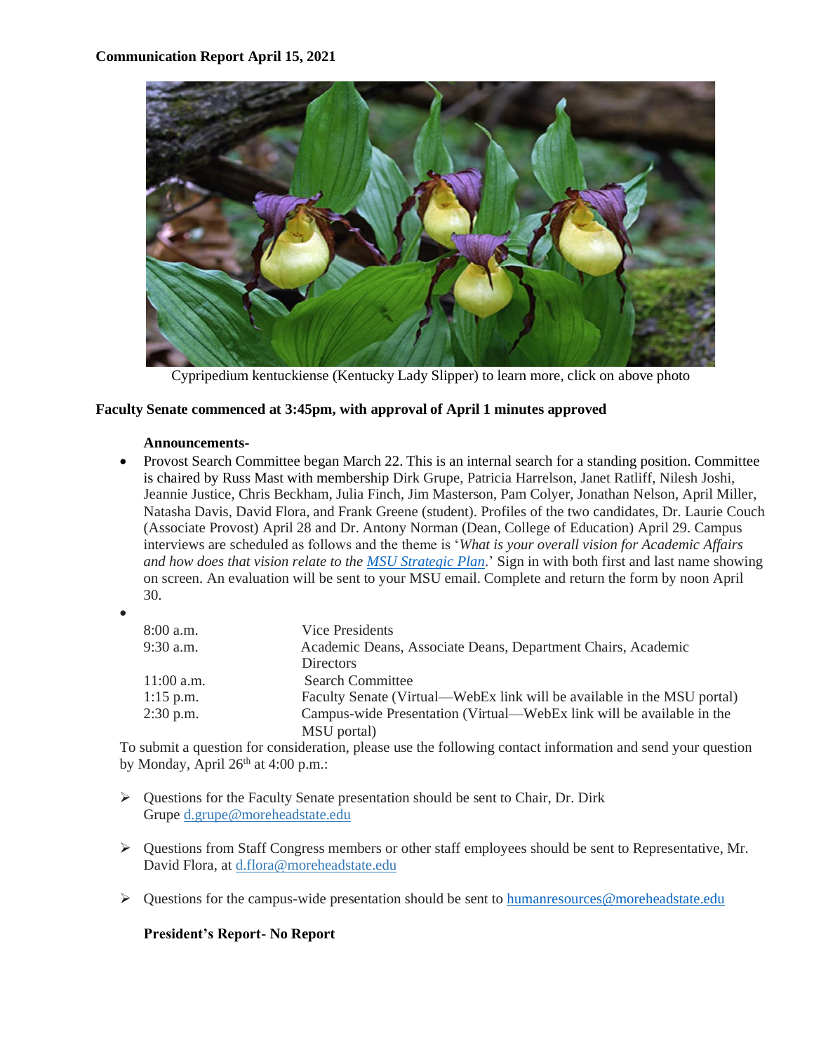**Communication Report April 15, 2021**

Cypripedium kentuckiense (Kentucky Lady Slipper) to learn more, click on above photo

**Faculty Senate commenced at 3:45pm, with approval of April 1 minutes approved**

**Announcements-**

- Provost Search Committee began March 22. This is an internal search for a standing position. Committee is chaired by Russ Mast with membership Dirk Grupe, Patricia Harrelson, Janet Ratliff, Nilesh Joshi, Jeannie Justice, Chris Beckham, Julia Finch, Jim Masterson, Pam Colyer, Jonathan Nelson, April Miller, Natasha Davis, David Flora, and Frank Greene (student). Profiles of the two candidates, Dr. Laurie Couch (Associate Provost) April 28 and Dr. Antony Norman (Dean, College of Education) April 29. Campus interviews are scheduled as follows and the theme is '*What is your overall vision for Academic Affairs and how does that vision relate to the MSU Strategic Plan*.' Sign in with both first and last name showing on screen. An evaluation will be sent to your MSU email. Complete and return the form by noon April 30.
-

| | |
|---|---|
| 8:00 a.m. | Vice Presidents |
| 9:30 a.m. | Academic Deans, Associate Deans, Department Chairs, Academic Directors |
| 11:00 a.m. | Search Committee |
| 1:15 p.m. | Faculty Senate (Virtual—WebEx link will be available in the MSU portal) |
| 2:30 p.m. | Campus-wide Presentation (Virtual—WebEx link will be available in the MSU portal) |

To submit a question for consideration, please use the following contact information and send your question by Monday, April 26th at 4:00 p.m.:

- Questions for the Faculty Senate presentation should be sent to Chair, Dr. Dirk Grupe d.grupe@moreheadstate.edu
- Questions from Staff Congress members or other staff employees should be sent to Representative, Mr. David Flora, at d.flora@moreheadstate.edu
- Questions for the campus-wide presentation should be sent to humanresources@moreheadstate.edu

**President's Report- No Report**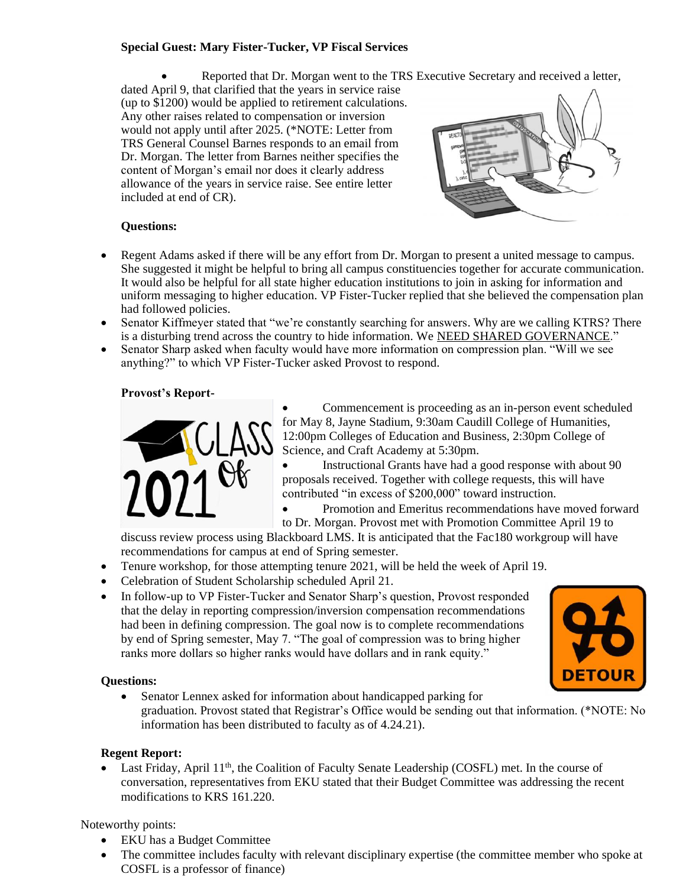**Special Guest: Mary Fister-Tucker, VP Fiscal Services**

- Reported that Dr. Morgan went to the TRS Executive Secretary and received a letter, dated April 9, that clarified that the years in service raise (up to $1200) would be applied to retirement calculations. Any other raises related to compensation or inversion would not apply until after 2025. (*NOTE: Letter from TRS General Counsel Barnes responds to an email from Dr. Morgan. The letter from Barnes neither specifies the content of Morgan's email nor does it clearly address allowance of the years in service raise. See entire letter included at end of CR).

**Questions:**

- Regent Adams asked if there will be any effort from Dr. Morgan to present a united message to campus. She suggested it might be helpful to bring all campus constituencies together for accurate communication. It would also be helpful for all state higher education institutions to join in asking for information and uniform messaging to higher education. VP Fister-Tucker replied that she believed the compensation plan had followed policies.
- Senator Kiffmeyer stated that "we're constantly searching for answers. Why are we calling KTRS? There is a disturbing trend across the country to hide information. We NEED SHARED GOVERNANCE."
- Senator Sharp asked when faculty would have more information on compression plan. "Will we see anything?" to which VP Fister-Tucker asked Provost to respond.

**Provost's Report-**

- Commencement is proceeding as an in-person event scheduled for May 8, Jayne Stadium, 9:30am Caudill College of Humanities, 12:00pm Colleges of Education and Business, 2:30pm College of Science, and Craft Academy at 5:30pm.
- Instructional Grants have had a good response with about 90 proposals received. Together with college requests, this will have contributed "in excess of $200,000" toward instruction.
- Promotion and Emeritus recommendations have moved forward to Dr. Morgan. Provost met with Promotion Committee April 19 to discuss review process using Blackboard LMS. It is anticipated that the Fac180 workgroup will have recommendations for campus at end of Spring semester.
- Tenure workshop, for those attempting tenure 2021, will be held the week of April 19.
- Celebration of Student Scholarship scheduled April 21.
- In follow-up to VP Fister-Tucker and Senator Sharp's question, Provost responded that the delay in reporting compression/inversion compensation recommendations had been in defining compression. The goal now is to complete recommendations by end of Spring semester, May 7. "The goal of compression was to bring higher ranks more dollars so higher ranks would have dollars and in rank equity."

**Questions:**

- Senator Lennex asked for information about handicapped parking for graduation. Provost stated that Registrar's Office would be sending out that information. (*NOTE: No information has been distributed to faculty as of 4.24.21).

**Regent Report:**

- Last Friday, April 11th, the Coalition of Faculty Senate Leadership (COSFL) met. In the course of conversation, representatives from EKU stated that their Budget Committee was addressing the recent modifications to KRS 161.220.

Noteworthy points:

- EKU has a Budget Committee
- The committee includes faculty with relevant disciplinary expertise (the committee member who spoke at COSFL is a professor of finance)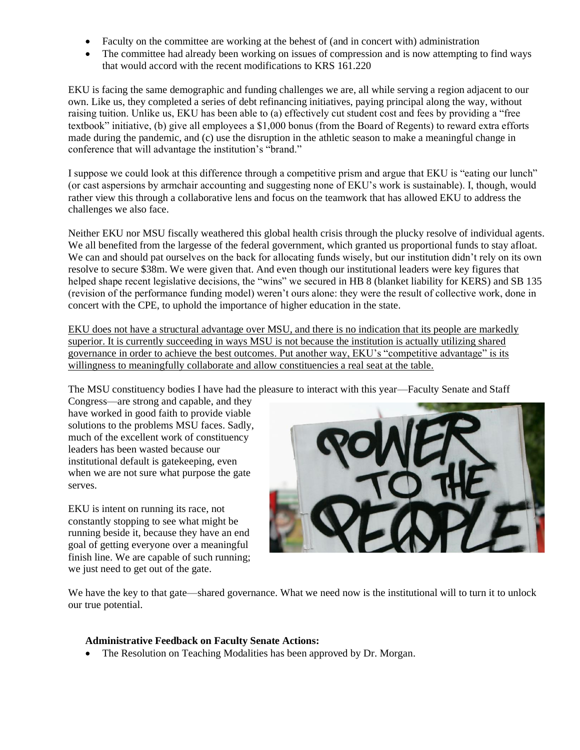- Faculty on the committee are working at the behest of (and in concert with) administration
- The committee had already been working on issues of compression and is now attempting to find ways that would accord with the recent modifications to KRS 161.220

EKU is facing the same demographic and funding challenges we are, all while serving a region adjacent to our own. Like us, they completed a series of debt refinancing initiatives, paying principal along the way, without raising tuition. Unlike us, EKU has been able to (a) effectively cut student cost and fees by providing a "free textbook" initiative, (b) give all employees a $1,000 bonus (from the Board of Regents) to reward extra efforts made during the pandemic, and (c) use the disruption in the athletic season to make a meaningful change in conference that will advantage the institution's "brand."

I suppose we could look at this difference through a competitive prism and argue that EKU is "eating our lunch" (or cast aspersions by armchair accounting and suggesting none of EKU's work is sustainable). I, though, would rather view this through a collaborative lens and focus on the teamwork that has allowed EKU to address the challenges we also face.

Neither EKU nor MSU fiscally weathered this global health crisis through the plucky resolve of individual agents. We all benefited from the largesse of the federal government, which granted us proportional funds to stay afloat. We can and should pat ourselves on the back for allocating funds wisely, but our institution didn't rely on its own resolve to secure $38m. We were given that. And even though our institutional leaders were key figures that helped shape recent legislative decisions, the "wins" we secured in HB 8 (blanket liability for KERS) and SB 135 (revision of the performance funding model) weren't ours alone: they were the result of collective work, done in concert with the CPE, to uphold the importance of higher education in the state.

<u>EKU does not have a structural advantage over MSU, and there is no indication that its people are markedly superior. It is currently succeeding in ways MSU is not because the institution is actually utilizing shared governance in order to achieve the best outcomes. Put another way, EKU's "competitive advantage" is its willingness to meaningfully collaborate and allow constituencies a real seat at the table.</u>

The MSU constituency bodies I have had the pleasure to interact with this year—Faculty Senate and Staff Congress—are strong and capable, and they have worked in good faith to provide viable solutions to the problems MSU faces. Sadly, much of the excellent work of constituency leaders has been wasted because our institutional default is gatekeeping, even when we are not sure what purpose the gate serves.

EKU is intent on running its race, not constantly stopping to see what might be running beside it, because they have an end goal of getting everyone over a meaningful finish line. We are capable of such running; we just need to get out of the gate.

We have the key to that gate—shared governance. What we need now is the institutional will to turn it to unlock our true potential.

**Administrative Feedback on Faculty Senate Actions:**

- The Resolution on Teaching Modalities has been approved by Dr. Morgan.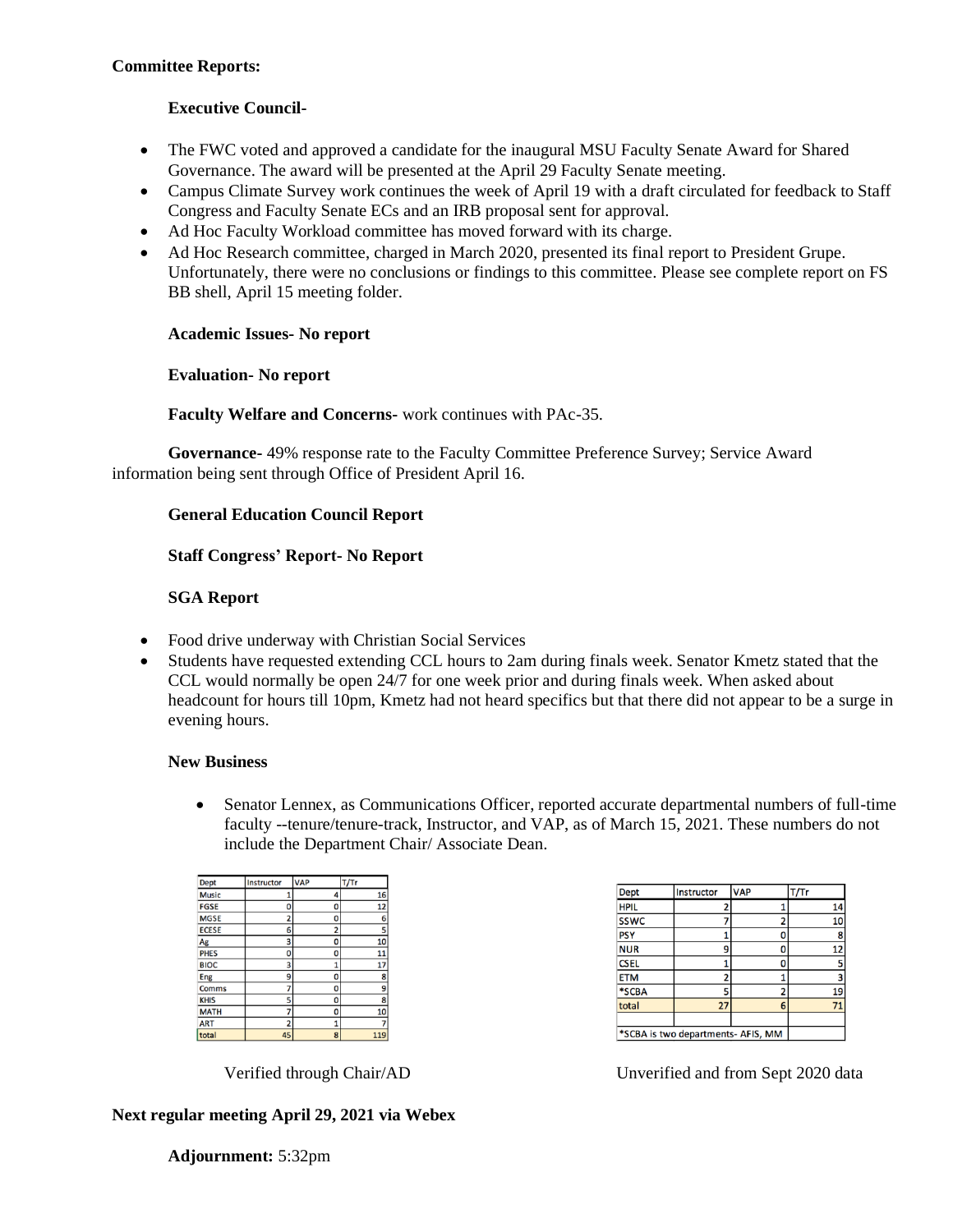**Committee Reports:**

**Executive Council-**

- The FWC voted and approved a candidate for the inaugural MSU Faculty Senate Award for Shared Governance. The award will be presented at the April 29 Faculty Senate meeting.
- Campus Climate Survey work continues the week of April 19 with a draft circulated for feedback to Staff Congress and Faculty Senate ECs and an IRB proposal sent for approval.
- Ad Hoc Faculty Workload committee has moved forward with its charge.
- Ad Hoc Research committee, charged in March 2020, presented its final report to President Grupe. Unfortunately, there were no conclusions or findings to this committee. Please see complete report on FS BB shell, April 15 meeting folder.

**Academic Issues- No report**

**Evaluation- No report**

**Faculty Welfare and Concerns-** work continues with PAc-35.

**Governance-** 49% response rate to the Faculty Committee Preference Survey; Service Award information being sent through Office of President April 16.

**General Education Council Report**

**Staff Congress' Report- No Report**

**SGA Report**

- Food drive underway with Christian Social Services
- Students have requested extending CCL hours to 2am during finals week. Senator Kmetz stated that the CCL would normally be open 24/7 for one week prior and during finals week. When asked about headcount for hours till 10pm, Kmetz had not heard specifics but that there did not appear to be a surge in evening hours.

**New Business**

- Senator Lennex, as Communications Officer, reported accurate departmental numbers of full-time faculty --tenure/tenure-track, Instructor, and VAP, as of March 15, 2021. These numbers do not include the Department Chair/ Associate Dean.

| Dept | Instructor | VAP | T/Tr |
|---|---|---|---|
| Music | 1 | 4 | 16 |
| FGSE | 0 | 0 | 12 |
| MGSE | 2 | 0 | 6 |
| ECESE | 6 | 2 | 5 |
| Ag | 3 | 0 | 10 |
| PHES | 0 | 0 | 11 |
| BIOC | 3 | 1 | 17 |
| Eng | 9 | 0 | 8 |
| Comms | 7 | 0 | 9 |
| KHIS | 5 | 0 | 8 |
| MATH | 7 | 0 | 10 |
| ART | 2 | 1 | 7 |
| total | 45 | 8 | 119 |

Verified through Chair/AD

| Dept | Instructor | VAP | T/Tr |
|---|---|---|---|
| HPIL | 2 | 1 | 14 |
| SSWC | 7 | 2 | 10 |
| PSY | 1 | 0 | 8 |
| NUR | 9 | 0 | 12 |
| CSEL | 1 | 0 | 5 |
| ETM | 2 | 1 | 3 |
| *SCBA | 5 | 2 | 19 |
| total | 27 | 6 | 71 |
| | | | |
| *SCBA is two departments- AFIS, MM | | | |

Unverified and from Sept 2020 data

**Next regular meeting April 29, 2021 via Webex**

**Adjournment:** 5:32pm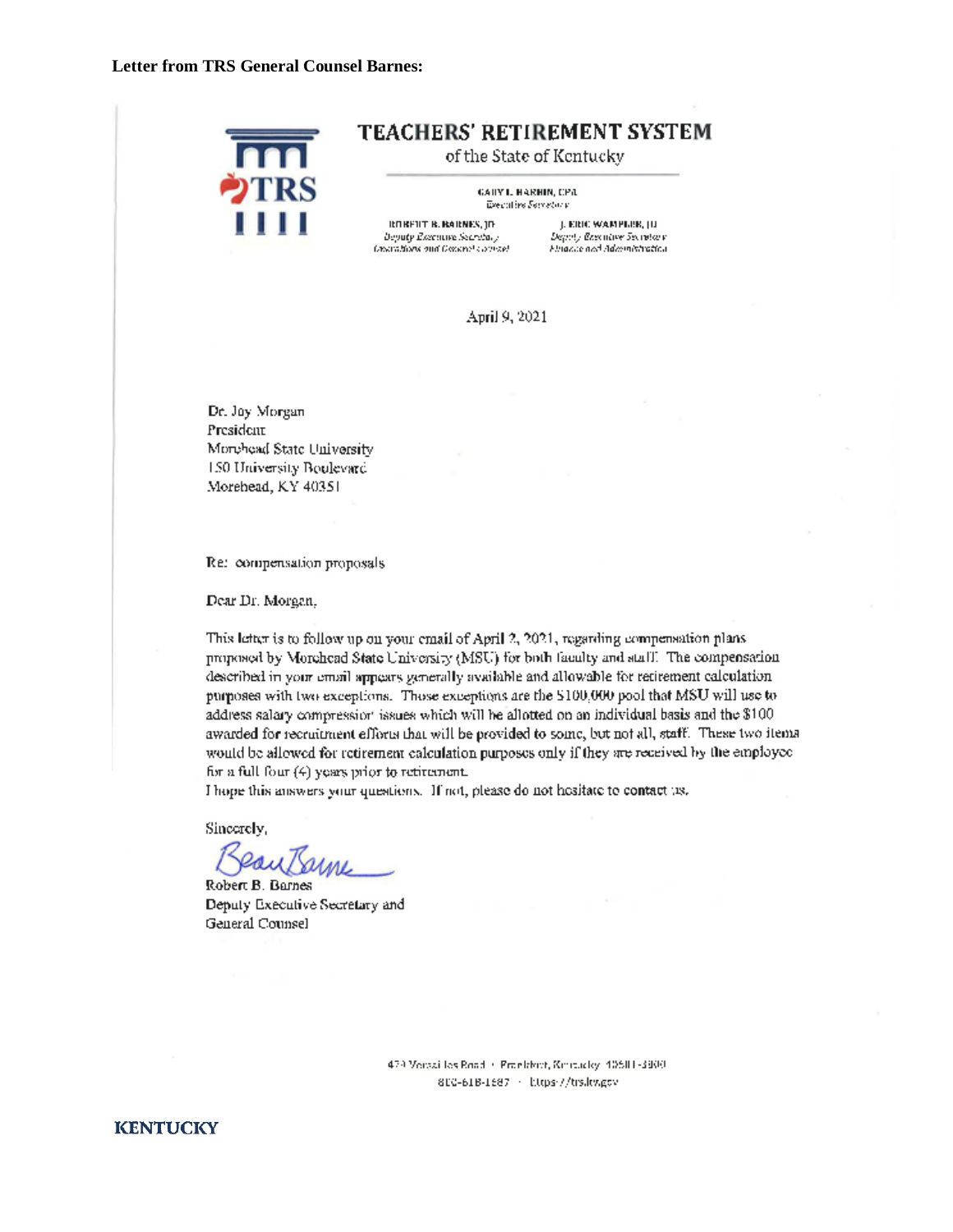**Letter from TRS General Counsel Barnes:**

# TEACHERS' RETIREMENT SYSTEM

of the State of Kentucky

GARY L. HARBIN, CPA
*Executive Secretary*

ROBERT B. BARNES, JD
*Deputy Executive Secretary*
*Operations and General Counsel*

J. ERIC WAMPLER, JD
*Deputy Executive Secretary*
*Finance and Administration*

April 9, 2021

Dr. Jay Morgan
President
Morehead State University
150 University Boulevard
Morehead, KY 40351

Re: compensation proposals

Dear Dr. Morgan,

This letter is to follow up on your email of April 2, 2021, regarding compensation plans proposed by Morehead State University (MSU) for both faculty and staff. The compensation described in your email appears generally available and allowable for retirement calculation purposes with two exceptions. Those exceptions are the $100,000 pool that MSU will use to address salary compression issues which will be allotted on an individual basis and the $100 awarded for recruitment efforts that will be provided to some, but not all, staff. These two items would be allowed for retirement calculation purposes only if they are received by the employee for a full four (4) years prior to retirement.

I hope this answers your questions. If not, please do not hesitate to contact us.

Sincerely,

Robert B. Barnes
Deputy Executive Secretary and
General Counsel

479 Versailles Road · Frankfort, Kentucky 40601-3800
800-618-1587 · https://trs.ky.gov

KENTUCKY